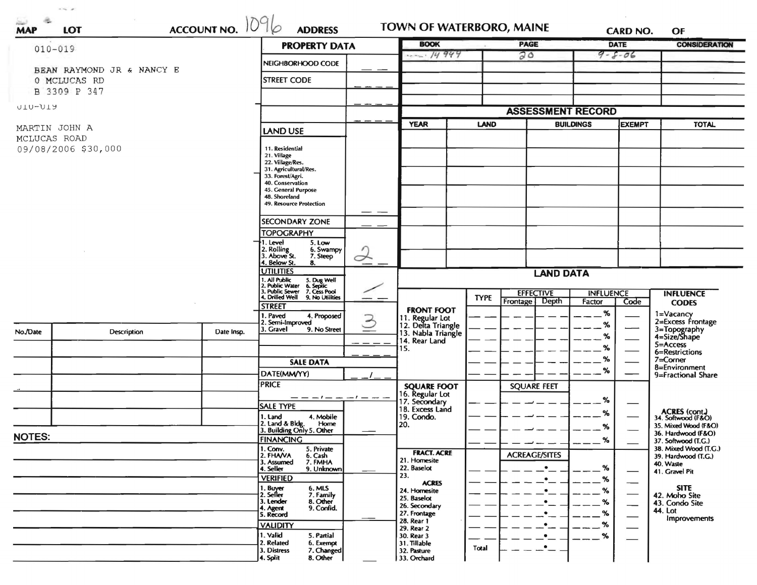**MAP** **LOT** **ACCOUNT NO.** 1096 **ADDRESS** **TOWN OF WATERBORO, MAINE** **CARD NO.** **OF**

010-019

BEAN RAYMOND JR & NANCY E
0 MCLUCAS RD
B 3309 P 347

010-019

MARTIN JOHN A
MCLUCAS ROAD
09/08/2006 $30,000

## PROPERTY DATA

| | |
|---|---|
| NEIGHBORHOOD CODE | |
| STREET CODE | |
| | |
| | |

| BOOK | PAGE | DATE | CONSIDERATION |
|---|---|---|---|
| 14949 | 20 | 9-8-06 | |
| | | | |
| | | | |
| | | | |
| | | | |

### LAND USE

11. Residential
21. Village
22. Village/Res.
31. Agricultural/Res.
33. Forest/Agri.
40. Conservation
45. General Purpose
48. Shoreland
49. Resource Protection

SECONDARY ZONE

### TOPOGRAPHY

1. Level
2. Rolling
3. Above St.
4. Below St.
5. Low
6. Swampy
7. Steep
8.

Value: 2

### UTILITIES

1. All Public
2. Public Water
3. Public Sewer
4. Drilled Well
5. Dug Well
6. Septic
7. Cess Pool
9. No Utilities

Value: /

### STREET

1. Paved
2. Semi-Improved
3. Gravel
4. Proposed
9. No Street

Value: 3

### SALE DATA

DATE(MM/YY)

PRICE

SALE TYPE

1. Land
2. Land & Bldg.
3. Building Only
4. Mobile Home
5. Other

FINANCING

1. Conv.
2. FHA/VA
3. Assumed
4. Seller
5. Private
6. Cash
7. FMHA
9. Unknown

VERIFIED

1. Buyer
2. Seller
3. Lender
4. Agent
5. Record
6. MLS
7. Family
8. Other
9. Confid.

VALIDITY

1. Valid
2. Related
3. Distress
4. Split
5. Partial
6. Exempt
7. Changed
8. Other

## ASSESSMENT RECORD

| YEAR | LAND | BUILDINGS | EXEMPT | TOTAL |
|---|---|---|---|---|
| | | | | |
| | | | | |
| | | | | |
| | | | | |
| | | | | |
| | | | | |
| | | | | |

## LAND DATA

| | TYPE | EFFECTIVE Frontage | EFFECTIVE Depth | INFLUENCE Factor | INFLUENCE Code |
|---|---|---|---|---|---|
| **FRONT FOOT** 11. Regular Lot 12. Delta Triangle 13. Nabla Triangle 14. Rear Land 15. | | | | % | |
| **SQUARE FOOT** 16. Regular Lot 17. Secondary 18. Excess Land 19. Condo. 20. | | SQUARE FEET | | % | |
| **FRACT. ACRE** 21. Homesite 22. Baselot 23. **ACRES** 24. Homesite 25. Baselot 26. Secondary 27. Frontage 28. Rear 1 29. Rear 2 30. Rear 3 31. Tillable 32. Pasture 33. Orchard | Total | ACREAGE/SITES | | % | |

**INFLUENCE CODES**

1=Vacancy
2=Excess Frontage
3=Topography
4=Size/Shape
5=Access
6=Restrictions
7=Corner
8=Environment
9=Fractional Share

**ACRES (cont.)**

34. Softwood (F&O)
35. Mixed Wood (F&O)
36. Hardwood (F&O)
37. Softwood (T.G.)
38. Mixed Wood (T.G.)
39. Hardwood (T.G.)
40. Waste
41. Gravel Pit

**SITE**

42. Moho Site
43. Condo Site
44. Lot Improvements

| No./Date | Description | Date Insp. |
|---|---|---|
| | | |
| | | |
| | | |
| | | |
| | | |

**NOTES:**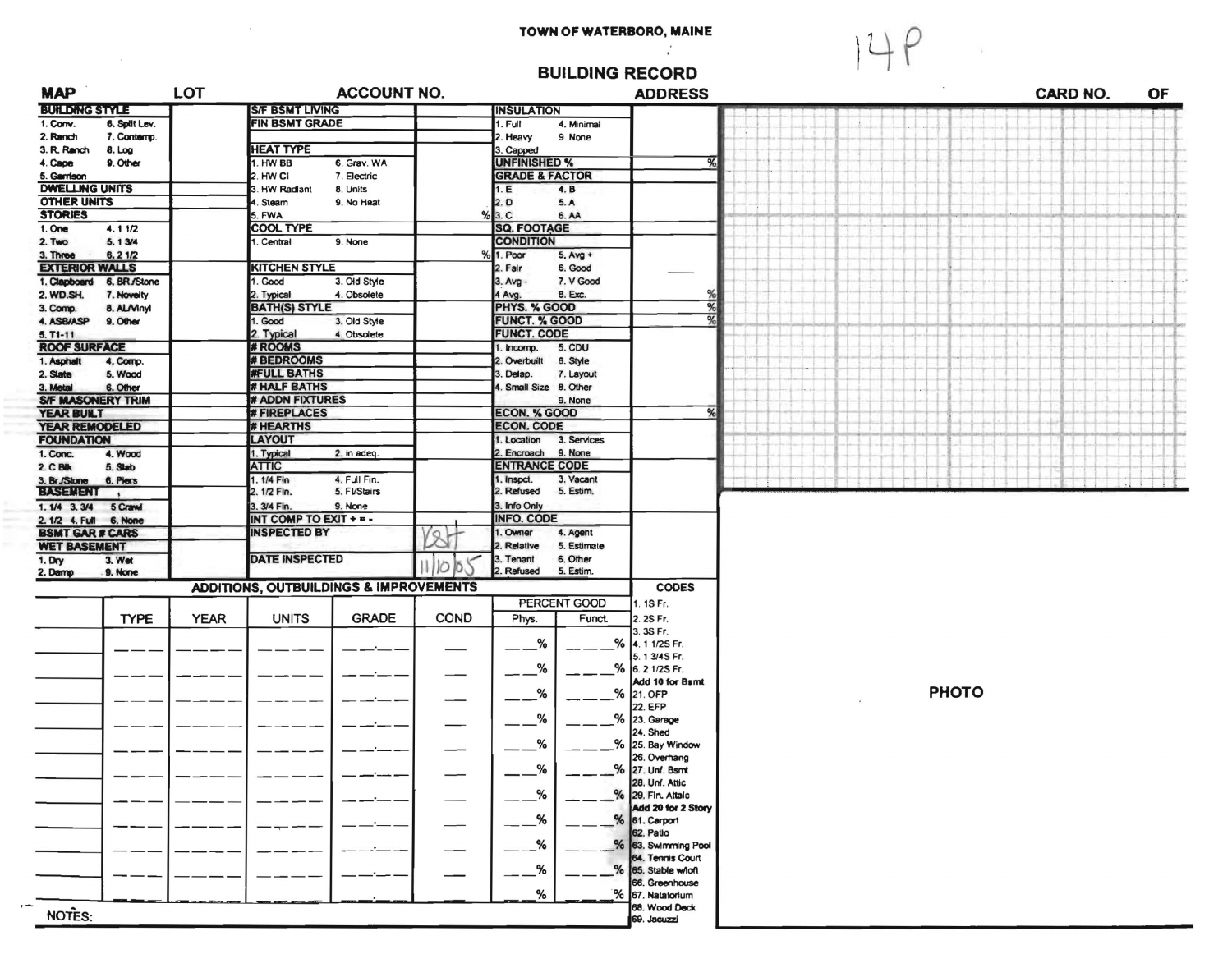TOWN OF WATERBORO, MAINE

14P

## BUILDING RECORD

| MAP | LOT | ACCOUNT NO. | ADDRESS | CARD NO. | OF |
|---|---|---|---|---|---|

**BUILDING STYLE**
1. Conv. 2. Ranch 3. R. Ranch 4. Cape 5. Garrison 6. Split Lev. 7. Contemp. 8. Log 9. Other

**DWELLING UNITS**

**OTHER UNITS**

**STORIES**
1. One 2. Two 3. Three 4. 1 1/2 5. 1 3/4 6. 2 1/2

**EXTERIOR WALLS**
1. Clapboard 2. WD.SH. 3. Comp. 4. ASB/ASP 5. T1-11 6. BR./Stone 7. Novelty 8. AL/Vinyl 9. Other

**ROOF SURFACE**
1. Asphalt 2. Slate 3. Metal 4. Comp. 5. Wood 6. Other

**S/F MASONERY TRIM**

**YEAR BUILT**

**YEAR REMODELED**

**FOUNDATION**
1. Conc. 2. C Blk 3. Br./Stone 4. Wood 5. Slab 6. Piers

**BASEMENT**
1. 1/4 2. 1/2 3. 3/4 4. Full 5 Crawl 6. None

**BSMT GAR # CARS**

**WET BASEMENT**
1. Dry 2. Damp 3. Wet 9. None

**S/F BSMT LIVING**

**FIN BSMT GRADE**

**HEAT TYPE** %
1. HW BB 2. HW CI 3. HW Radiant 4. Steam 5. FWA 6. Grav. WA 7. Electric 8. Units 9. No Heat

**COOL TYPE** %
1. Central 9. None

**KITCHEN STYLE**
1. Good 2. Typical 3. Old Style 4. Obsolete

**BATH(S) STYLE**
1. Good 2. Typical 3. Old Style 4. Obsolete

**# ROOMS**

**# BEDROOMS**

**#FULL BATHS**

**# HALF BATHS**

**# ADDN FIXTURES**

**# FIREPLACES**

**# HEARTHS**

**LAYOUT**
1. Typical 2. In adeq.

**ATTIC**
1. 1/4 Fin 2. 1/2 Fin. 3. 3/4 Fin. 4. Full Fin. 5. Fl/Stairs 9. None

**INT COMP TO EXIT + = -**

**INSPECTED BY** KSH

**DATE INSPECTED** 11/10/05

**INSULATION**
1. Full 2. Heavy 3. Capped 4. Minimal 9. None

**UNFINISHED %** %

**GRADE & FACTOR**
1. E 2. D 3. C 4. B 5. A 6. AA

**SQ. FOOTAGE**

**CONDITION**
1. Poor 2. Fair 3. Avg - 4 Avg. 5. Avg + 6. Good 7. V Good 8. Exc.

**PHYS. % GOOD** %

**FUNCT. % GOOD** %

**FUNCT. CODE**
1. Incomp. 2. Overbuilt 3. Delap. 4. Small Size 5. CDU 6. Style 7. Layout 8. Other 9. None

**ECON. % GOOD** %

**ECON. CODE**
1. Location 2. Encroach 3. Services 9. None

**ENTRANCE CODE**
1. Inspct. 2. Refused 3. Info Only 3. Vacant 5. Estim.

**INFO. CODE**
1. Owner 2. Relative 3. Tenant 2. Refused 4. Agent 5. Estimate 6. Other 5. Estim.

### ADDITIONS, OUTBUILDINGS & IMPROVEMENTS

| | TYPE | YEAR | UNITS | GRADE | COND | PERCENT GOOD Phys. | PERCENT GOOD Funct. |
|---|---|---|---|---|---|---|---|
| | | | | | | % | % |
| | | | | | | % | % |
| | | | | | | % | % |
| | | | | | | % | % |
| | | | | | | % | % |
| | | | | | | % | % |
| | | | | | | % | % |
| | | | | | | % | % |
| | | | | | | % | % |
| | | | | | | % | % |
| | | | | | | % | % |

**CODES**
1. 1S Fr.
2. 2S Fr.
3. 3S Fr.
4. 1 1/2S Fr.
5. 1 3/4S Fr.
6. 2 1/2S Fr.

Add 10 for Bsmt

21. OFP
22. EFP
23. Garage
24. Shed
25. Bay Window
26. Overhang
27. Unf. Bsmt
28. Unf. Attic
29. Fin. Attalc

Add 20 for 2 Story

61. Carport
62. Patio
63. Swimming Pool
64. Tennis Court
65. Stable w/loft
66. Greenhouse
67. Natatorium
68. Wood Deck
69. Jacuzzi

NOTES:

PHOTO